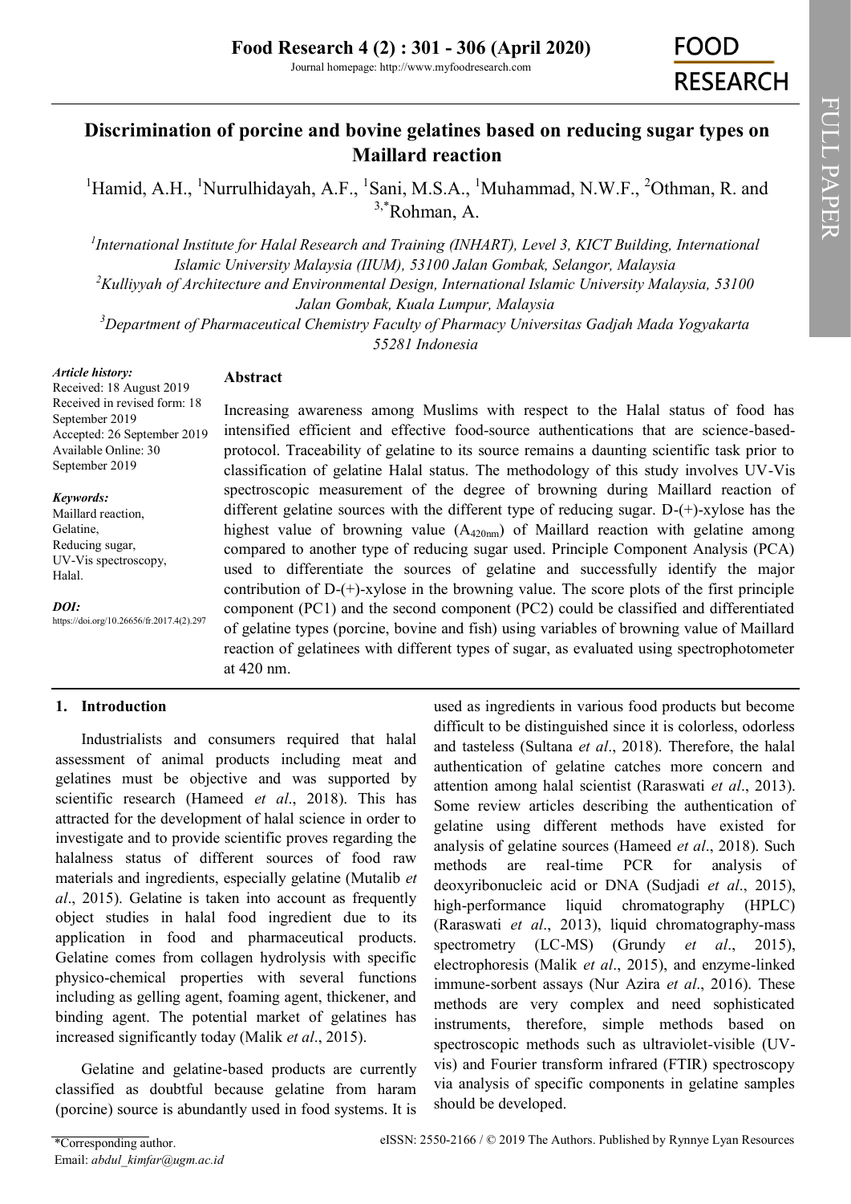# Discrimination of porcine and bovine gelatines based on reducing sugar types on Maillard reaction

[1]Hamid, A.H., [1]Nurrulhidayah, A.F., [1]Sani, M.S.A., [1]Muhammad, N.W.F., [2]Othman, R. and [3,*]Rohman, A.

[1]*International Institute for Halal Research and Training (INHART), Level 3, KICT Building, International Islamic University Malaysia (IIUM), 53100 Jalan Gombak, Selangor, Malaysia*

[2]*Kulliyyah of Architecture and Environmental Design, International Islamic University Malaysia, 53100 Jalan Gombak, Kuala Lumpur, Malaysia*

[3]*Department of Pharmaceutical Chemistry Faculty of Pharmacy Universitas Gadjah Mada Yogyakarta 55281 Indonesia*

***Article history:***
Received: 18 August 2019
Received in revised form: 18 September 2019
Accepted: 26 September 2019
Available Online: 30 September 2019

***Keywords:***
Maillard reaction,
Gelatine,
Reducing sugar,
UV-Vis spectroscopy,
Halal.

***DOI:***
https://doi.org/10.26656/fr.2017.4(2).297

## Abstract

Increasing awareness among Muslims with respect to the Halal status of food has intensified efficient and effective food-source authentications that are science-based-protocol. Traceability of gelatine to its source remains a daunting scientific task prior to classification of gelatine Halal status. The methodology of this study involves UV-Vis spectroscopic measurement of the degree of browning during Maillard reaction of different gelatine sources with the different type of reducing sugar. D-(+)-xylose has the highest value of browning value ($A_{420nm}$) of Maillard reaction with gelatine among compared to another type of reducing sugar used. Principle Component Analysis (PCA) used to differentiate the sources of gelatine and successfully identify the major contribution of D-(+)-xylose in the browning value. The score plots of the first principle component (PC1) and the second component (PC2) could be classified and differentiated of gelatine types (porcine, bovine and fish) using variables of browning value of Maillard reaction of gelatinees with different types of sugar, as evaluated using spectrophotometer at 420 nm.

## 1. Introduction

Industrialists and consumers required that halal assessment of animal products including meat and gelatines must be objective and was supported by scientific research (Hameed *et al*., 2018). This has attracted for the development of halal science in order to investigate and to provide scientific proves regarding the halalness status of different sources of food raw materials and ingredients, especially gelatine (Mutalib *et al*., 2015). Gelatine is taken into account as frequently object studies in halal food ingredient due to its application in food and pharmaceutical products. Gelatine comes from collagen hydrolysis with specific physico-chemical properties with several functions including as gelling agent, foaming agent, thickener, and binding agent. The potential market of gelatines has increased significantly today (Malik *et al*., 2015).

Gelatine and gelatine-based products are currently classified as doubtful because gelatine from haram (porcine) source is abundantly used in food systems. It is used as ingredients in various food products but become difficult to be distinguished since it is colorless, odorless and tasteless (Sultana *et al*., 2018). Therefore, the halal authentication of gelatine catches more concern and attention among halal scientist (Raraswati *et al*., 2013). Some review articles describing the authentication of gelatine using different methods have existed for analysis of gelatine sources (Hameed *et al*., 2018). Such methods are real-time PCR for analysis of deoxyribonucleic acid or DNA (Sudjadi *et al*., 2015), high-performance liquid chromatography (HPLC) (Raraswati *et al*., 2013), liquid chromatography-mass spectrometry (LC-MS) (Grundy *et al*., 2015), electrophoresis (Malik *et al*., 2015), and enzyme-linked immune-sorbent assays (Nur Azira *et al*., 2016). These methods are very complex and need sophisticated instruments, therefore, simple methods based on spectroscopic methods such as ultraviolet-visible (UV-vis) and Fourier transform infrared (FTIR) spectroscopy via analysis of specific components in gelatine samples should be developed.

*Corresponding author.
Email: *abdul_kimfar@ugm.ac.id*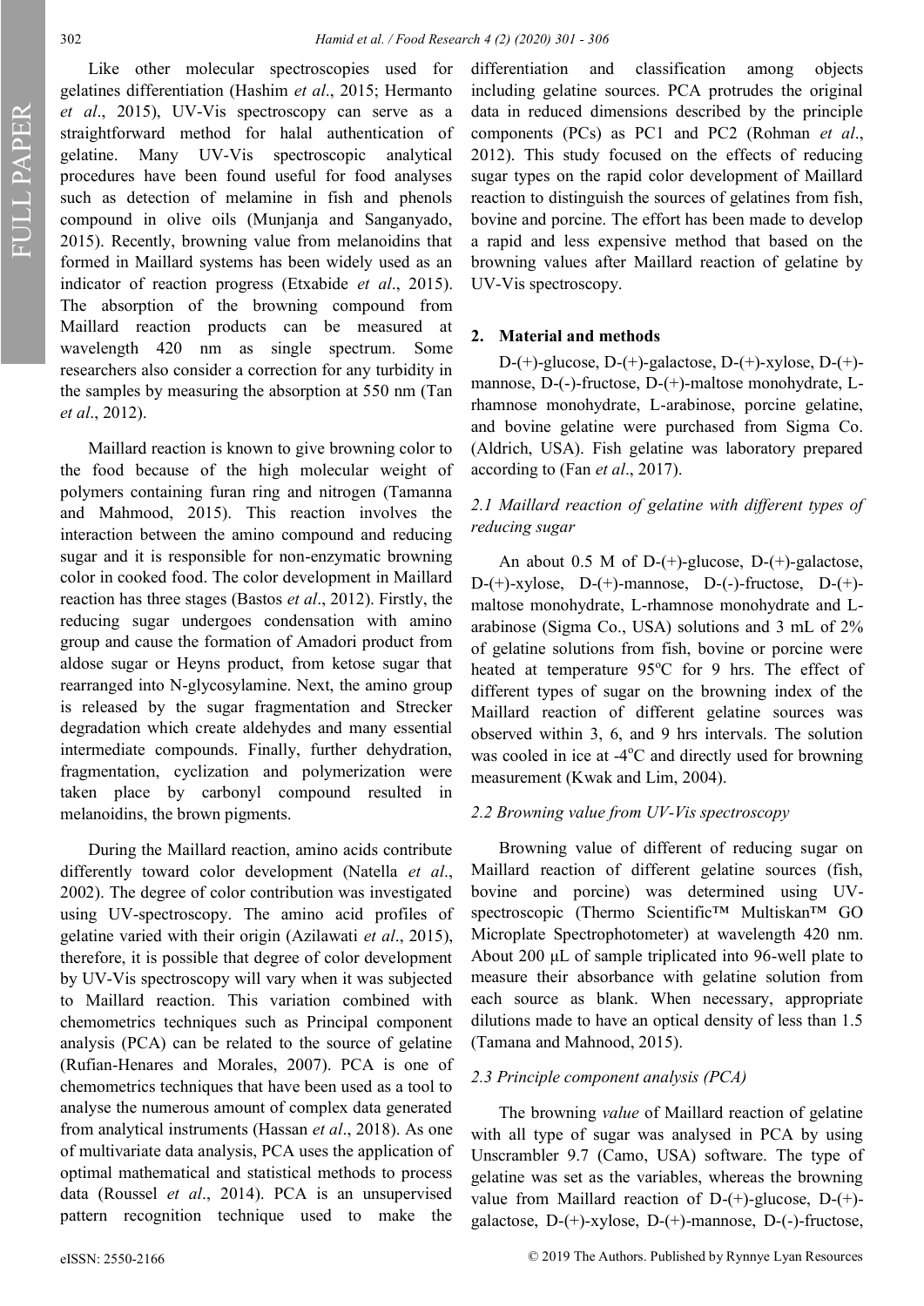Like other molecular spectroscopies used for gelatines differentiation (Hashim *et al*., 2015; Hermanto *et al*., 2015), UV-Vis spectroscopy can serve as a straightforward method for halal authentication of gelatine. Many UV-Vis spectroscopic analytical procedures have been found useful for food analyses such as detection of melamine in fish and phenols compound in olive oils (Munjanja and Sanganyado, 2015). Recently, browning value from melanoidins that formed in Maillard systems has been widely used as an indicator of reaction progress (Etxabide *et al*., 2015). The absorption of the browning compound from Maillard reaction products can be measured at wavelength 420 nm as single spectrum. Some researchers also consider a correction for any turbidity in the samples by measuring the absorption at 550 nm (Tan *et al*., 2012).

Maillard reaction is known to give browning color to the food because of the high molecular weight of polymers containing furan ring and nitrogen (Tamanna and Mahmood, 2015). This reaction involves the interaction between the amino compound and reducing sugar and it is responsible for non-enzymatic browning color in cooked food. The color development in Maillard reaction has three stages (Bastos *et al*., 2012). Firstly, the reducing sugar undergoes condensation with amino group and cause the formation of Amadori product from aldose sugar or Heyns product, from ketose sugar that rearranged into N-glycosylamine. Next, the amino group is released by the sugar fragmentation and Strecker degradation which create aldehydes and many essential intermediate compounds. Finally, further dehydration, fragmentation, cyclization and polymerization were taken place by carbonyl compound resulted in melanoidins, the brown pigments.

During the Maillard reaction, amino acids contribute differently toward color development (Natella *et al*., 2002). The degree of color contribution was investigated using UV-spectroscopy. The amino acid profiles of gelatine varied with their origin (Azilawati *et al*., 2015), therefore, it is possible that degree of color development by UV-Vis spectroscopy will vary when it was subjected to Maillard reaction. This variation combined with chemometrics techniques such as Principal component analysis (PCA) can be related to the source of gelatine (Rufian-Henares and Morales, 2007). PCA is one of chemometrics techniques that have been used as a tool to analyse the numerous amount of complex data generated from analytical instruments (Hassan *et al*., 2018). As one of multivariate data analysis, PCA uses the application of optimal mathematical and statistical methods to process data (Roussel *et al*., 2014). PCA is an unsupervised pattern recognition technique used to make the differentiation and classification among objects including gelatine sources. PCA protrudes the original data in reduced dimensions described by the principle components (PCs) as PC1 and PC2 (Rohman *et al*., 2012). This study focused on the effects of reducing sugar types on the rapid color development of Maillard reaction to distinguish the sources of gelatines from fish, bovine and porcine. The effort has been made to develop a rapid and less expensive method that based on the browning values after Maillard reaction of gelatine by UV-Vis spectroscopy.

## 2. Material and methods

D-(+)-glucose, D-(+)-galactose, D-(+)-xylose, D-(+)-mannose, D-(-)-fructose, D-(+)-maltose monohydrate, L-rhamnose monohydrate, L-arabinose, porcine gelatine, and bovine gelatine were purchased from Sigma Co. (Aldrich, USA). Fish gelatine was laboratory prepared according to (Fan *et al*., 2017).

### *2.1 Maillard reaction of gelatine with different types of reducing sugar*

An about 0.5 M of D-(+)-glucose, D-(+)-galactose, D-(+)-xylose, D-(+)-mannose, D-(-)-fructose, D-(+)-maltose monohydrate, L-rhamnose monohydrate and L-arabinose (Sigma Co., USA) solutions and 3 mL of 2% of gelatine solutions from fish, bovine or porcine were heated at temperature 95$^{o}$C for 9 hrs. The effect of different types of sugar on the browning index of the Maillard reaction of different gelatine sources was observed within 3, 6, and 9 hrs intervals. The solution was cooled in ice at -4$^{o}$C and directly used for browning measurement (Kwak and Lim, 2004).

### *2.2 Browning value from UV-Vis spectroscopy*

Browning value of different of reducing sugar on Maillard reaction of different gelatine sources (fish, bovine and porcine) was determined using UV-spectroscopic (Thermo Scientific™ Multiskan™ GO Microplate Spectrophotometer) at wavelength 420 nm. About 200 µL of sample triplicated into 96-well plate to measure their absorbance with gelatine solution from each source as blank. When necessary, appropriate dilutions made to have an optical density of less than 1.5 (Tamana and Mahnood, 2015).

### *2.3 Principle component analysis (PCA)*

The browning *value* of Maillard reaction of gelatine with all type of sugar was analysed in PCA by using Unscrambler 9.7 (Camo, USA) software. The type of gelatine was set as the variables, whereas the browning value from Maillard reaction of D-(+)-glucose, D-(+)-galactose, D-(+)-xylose, D-(+)-mannose, D-(-)-fructose,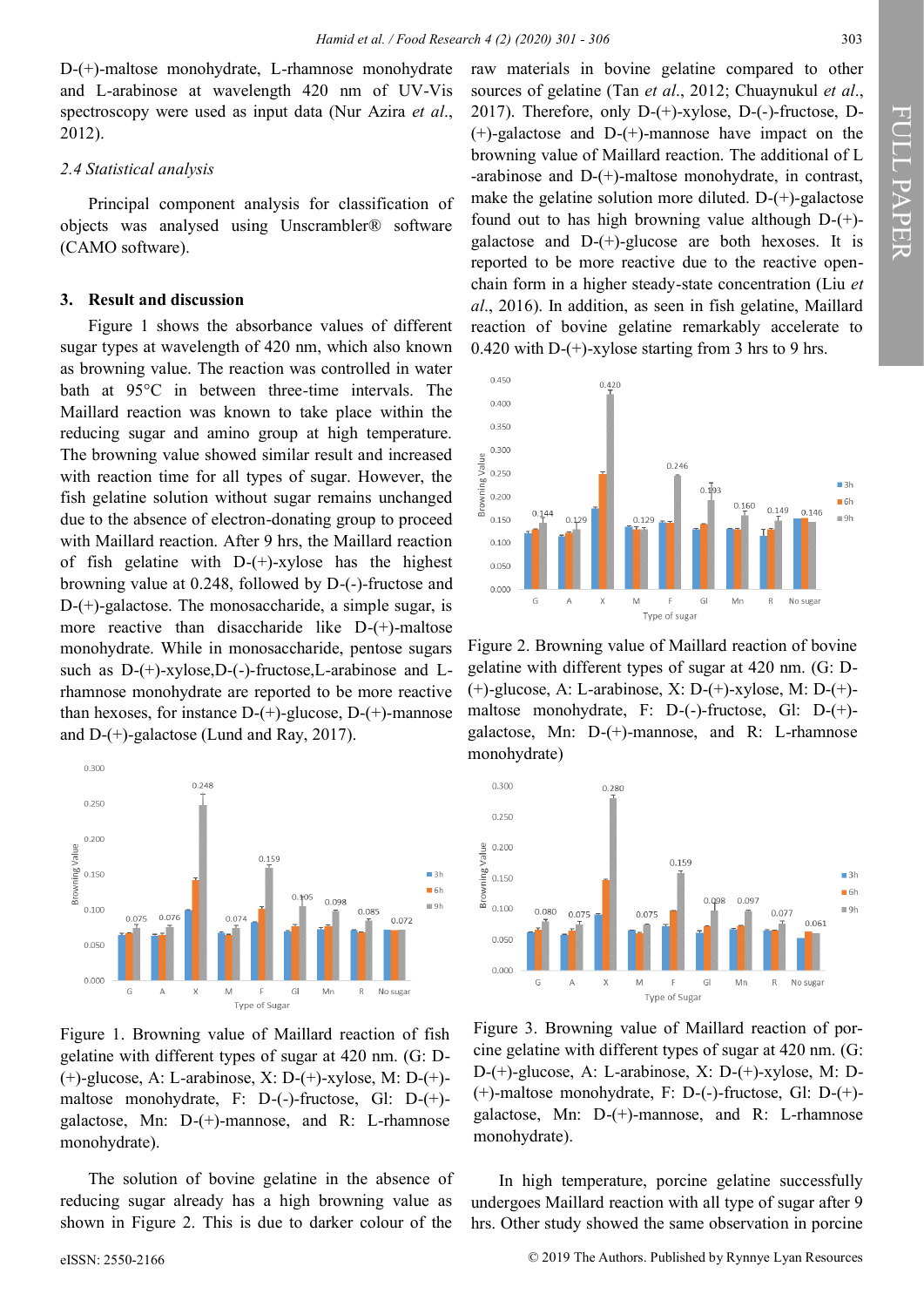D-(+)-maltose monohydrate, L-rhamnose monohydrate and L-arabinose at wavelength 420 nm of UV-Vis spectroscopy were used as input data (Nur Azira *et al*., 2012).

### 2.4 Statistical analysis

Principal component analysis for classification of objects was analysed using Unscrambler® software (CAMO software).

## 3. Result and discussion

Figure 1 shows the absorbance values of different sugar types at wavelength of 420 nm, which also known as browning value. The reaction was controlled in water bath at 95°C in between three-time intervals. The Maillard reaction was known to take place within the reducing sugar and amino group at high temperature. The browning value showed similar result and increased with reaction time for all types of sugar. However, the fish gelatine solution without sugar remains unchanged due to the absence of electron-donating group to proceed with Maillard reaction. After 9 hrs, the Maillard reaction of fish gelatine with D-(+)-xylose has the highest browning value at 0.248, followed by D-(-)-fructose and D-(+)-galactose. The monosaccharide, a simple sugar, is more reactive than disaccharide like D-(+)-maltose monohydrate. While in monosaccharide, pentose sugars such as D-(+)-xylose,D-(-)-fructose,L-arabinose and L-rhamnose monohydrate are reported to be more reactive than hexoses, for instance D-(+)-glucose, D-(+)-mannose and D-(+)-galactose (Lund and Ray, 2017).

Figure 1. Browning value of Maillard reaction of fish gelatine with different types of sugar at 420 nm. (G: D-(+)-glucose, A: L-arabinose, X: D-(+)-xylose, M: D-(+)-maltose monohydrate, F: D-(-)-fructose, Gl: D-(+)-galactose, Mn: D-(+)-mannose, and R: L-rhamnose monohydrate).

The solution of bovine gelatine in the absence of reducing sugar already has a high browning value as shown in Figure 2. This is due to darker colour of the raw materials in bovine gelatine compared to other sources of gelatine (Tan *et al*., 2012; Chuaynukul *et al*., 2017). Therefore, only D-(+)-xylose, D-(-)-fructose, D-(+)-galactose and D-(+)-mannose have impact on the browning value of Maillard reaction. The additional of L-arabinose and D-(+)-maltose monohydrate, in contrast, make the gelatine solution more diluted. D-(+)-galactose found out to has high browning value although D-(+)-galactose and D-(+)-glucose are both hexoses. It is reported to be more reactive due to the reactive open-chain form in a higher steady-state concentration (Liu *et al*., 2016). In addition, as seen in fish gelatine, Maillard reaction of bovine gelatine remarkably accelerate to 0.420 with D-(+)-xylose starting from 3 hrs to 9 hrs.

Figure 2. Browning value of Maillard reaction of bovine gelatine with different types of sugar at 420 nm. (G: D-(+)-glucose, A: L-arabinose, X: D-(+)-xylose, M: D-(+)-maltose monohydrate, F: D-(-)-fructose, Gl: D-(+)-galactose, Mn: D-(+)-mannose, and R: L-rhamnose monohydrate)

Figure 3. Browning value of Maillard reaction of porcine gelatine with different types of sugar at 420 nm. (G: D-(+)-glucose, A: L-arabinose, X: D-(+)-xylose, M: D-(+)-maltose monohydrate, F: D-(-)-fructose, Gl: D-(+)-galactose, Mn: D-(+)-mannose, and R: L-rhamnose monohydrate).

In high temperature, porcine gelatine successfully undergoes Maillard reaction with all type of sugar after 9 hrs. Other study showed the same observation in porcine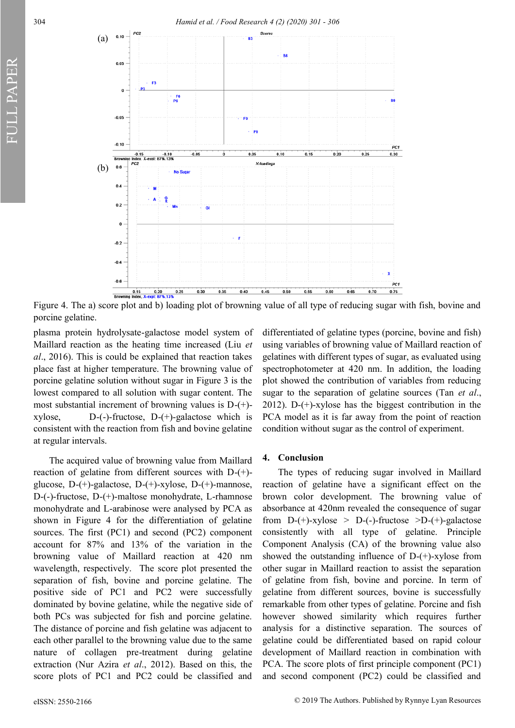Figure 4. The a) score plot and b) loading plot of browning value of all type of reducing sugar with fish, bovine and porcine gelatine.

plasma protein hydrolysate-galactose model system of Maillard reaction as the heating time increased (Liu *et al*., 2016). This is could be explained that reaction takes place fast at higher temperature. The browning value of porcine gelatine solution without sugar in Figure 3 is the lowest compared to all solution with sugar content. The most substantial increment of browning values is D-(+)-xylose, D-(-)-fructose, D-(+)-galactose which is consistent with the reaction from fish and bovine gelatine at regular intervals.

The acquired value of browning value from Maillard reaction of gelatine from different sources with D-(+)-glucose, D-(+)-galactose, D-(+)-xylose, D-(+)-mannose, D-(-)-fructose, D-(+)-maltose monohydrate, L-rhamnose monohydrate and L-arabinose were analysed by PCA as shown in Figure 4 for the differentiation of gelatine sources. The first (PC1) and second (PC2) component account for 87% and 13% of the variation in the browning value of Maillard reaction at 420 nm wavelength, respectively. The score plot presented the separation of fish, bovine and porcine gelatine. The positive side of PC1 and PC2 were successfully dominated by bovine gelatine, while the negative side of both PCs was subjected for fish and porcine gelatine. The distance of porcine and fish gelatine was adjacent to each other parallel to the browning value due to the same nature of collagen pre-treatment during gelatine extraction (Nur Azira *et al*., 2012). Based on this, the score plots of PC1 and PC2 could be classified and differentiated of gelatine types (porcine, bovine and fish) using variables of browning value of Maillard reaction of gelatines with different types of sugar, as evaluated using spectrophotometer at 420 nm. In addition, the loading plot showed the contribution of variables from reducing sugar to the separation of gelatine sources (Tan *et al*., 2012). D-(+)-xylose has the biggest contribution in the PCA model as it is far away from the point of reaction condition without sugar as the control of experiment.

## 4. Conclusion

The types of reducing sugar involved in Maillard reaction of gelatine have a significant effect on the brown color development. The browning value of absorbance at 420nm revealed the consequence of sugar from D-(+)-xylose > D-(-)-fructose >D-(+)-galactose consistently with all type of gelatine. Principle Component Analysis (CA) of the browning value also showed the outstanding influence of D-(+)-xylose from other sugar in Maillard reaction to assist the separation of gelatine from fish, bovine and porcine. In term of gelatine from different sources, bovine is successfully remarkable from other types of gelatine. Porcine and fish however showed similarity which requires further analysis for a distinctive separation. The sources of gelatine could be differentiated based on rapid colour development of Maillard reaction in combination with PCA. The score plots of first principle component (PC1) and second component (PC2) could be classified and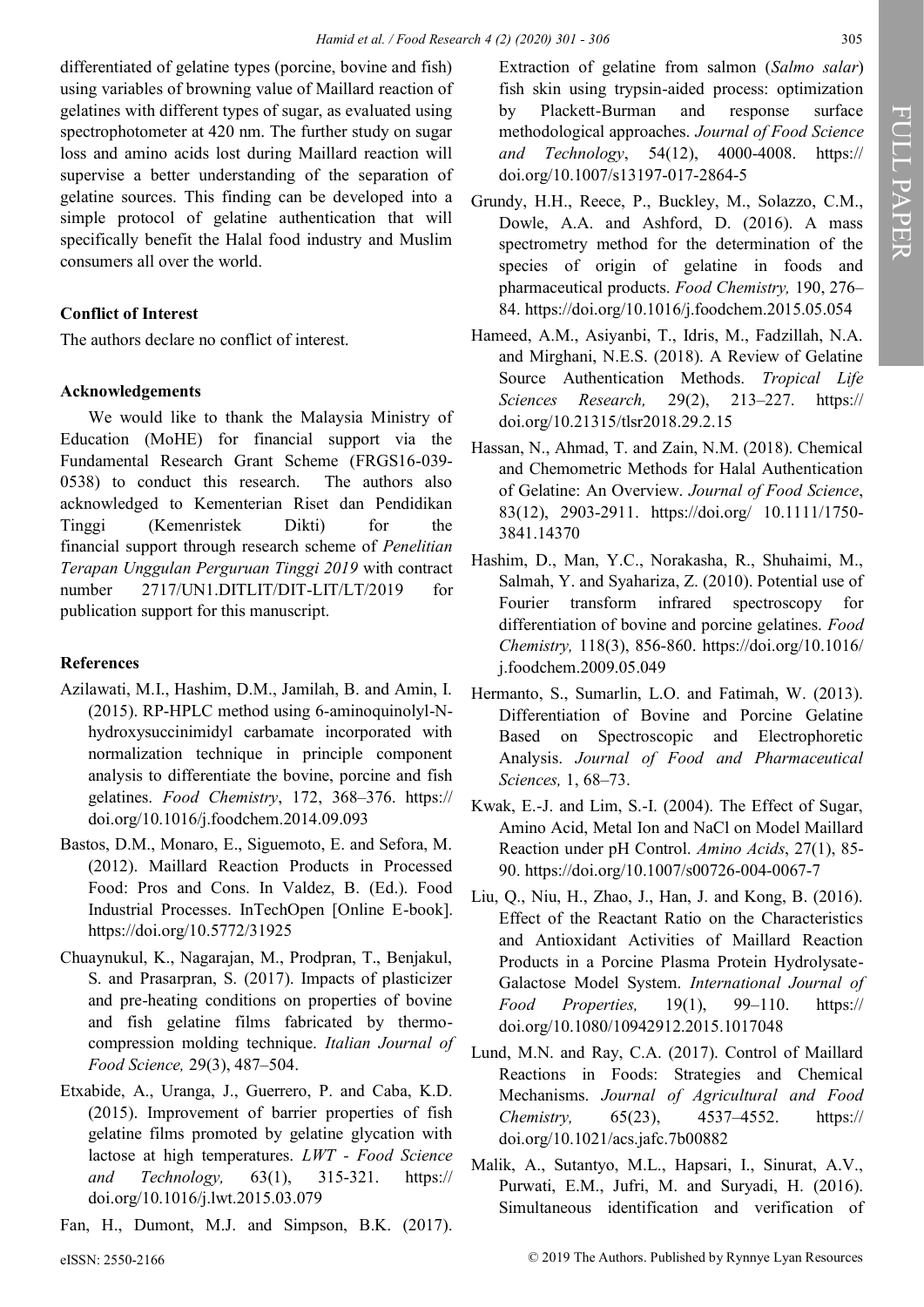differentiated of gelatine types (porcine, bovine and fish) using variables of browning value of Maillard reaction of gelatines with different types of sugar, as evaluated using spectrophotometer at 420 nm. The further study on sugar loss and amino acids lost during Maillard reaction will supervise a better understanding of the separation of gelatine sources. This finding can be developed into a simple protocol of gelatine authentication that will specifically benefit the Halal food industry and Muslim consumers all over the world.

**Conflict of Interest**

The authors declare no conflict of interest.

**Acknowledgements**

We would like to thank the Malaysia Ministry of Education (MoHE) for financial support via the Fundamental Research Grant Scheme (FRGS16-039-0538) to conduct this research. The authors also acknowledged to Kementerian Riset dan Pendidikan Tinggi (Kemenristek Dikti) for the financial support through research scheme of *Penelitian Terapan Unggulan Perguruan Tinggi 2019* with contract number 2717/UN1.DITLIT/DIT-LIT/LT/2019 for publication support for this manuscript.

**References**

Azilawati, M.I., Hashim, D.M., Jamilah, B. and Amin, I. (2015). RP-HPLC method using 6-aminoquinolyl-N-hydroxysuccinimidyl carbamate incorporated with normalization technique in principle component analysis to differentiate the bovine, porcine and fish gelatines. *Food Chemistry*, 172, 368–376. https://doi.org/10.1016/j.foodchem.2014.09.093

Bastos, D.M., Monaro, E., Siguemoto, E. and Sefora, M. (2012). Maillard Reaction Products in Processed Food: Pros and Cons. In Valdez, B. (Ed.). Food Industrial Processes. InTechOpen [Online E-book]. https://doi.org/10.5772/31925

Chuaynukul, K., Nagarajan, M., Prodpran, T., Benjakul, S. and Prasarpran, S. (2017). Impacts of plasticizer and pre-heating conditions on properties of bovine and fish gelatine films fabricated by thermo-compression molding technique. *Italian Journal of Food Science,* 29(3), 487–504.

Etxabide, A., Uranga, J., Guerrero, P. and Caba, K.D. (2015). Improvement of barrier properties of fish gelatine films promoted by gelatine glycation with lactose at high temperatures. *LWT - Food Science and Technology,* 63(1), 315-321. https://doi.org/10.1016/j.lwt.2015.03.079

Fan, H., Dumont, M.J. and Simpson, B.K. (2017). Extraction of gelatine from salmon (*Salmo salar*) fish skin using trypsin-aided process: optimization by Plackett-Burman and response surface methodological approaches. *Journal of Food Science and Technology*, 54(12), 4000-4008. https://doi.org/10.1007/s13197-017-2864-5

Grundy, H.H., Reece, P., Buckley, M., Solazzo, C.M., Dowle, A.A. and Ashford, D. (2016). A mass spectrometry method for the determination of the species of origin of gelatine in foods and pharmaceutical products. *Food Chemistry,* 190, 276–84. https://doi.org/10.1016/j.foodchem.2015.05.054

Hameed, A.M., Asiyanbi, T., Idris, M., Fadzillah, N.A. and Mirghani, N.E.S. (2018). A Review of Gelatine Source Authentication Methods. *Tropical Life Sciences Research,* 29(2), 213–227. https://doi.org/10.21315/tlsr2018.29.2.15

Hassan, N., Ahmad, T. and Zain, N.M. (2018). Chemical and Chemometric Methods for Halal Authentication of Gelatine: An Overview. *Journal of Food Science*, 83(12), 2903-2911. https://doi.org/ 10.1111/1750-3841.14370

Hashim, D., Man, Y.C., Norakasha, R., Shuhaimi, M., Salmah, Y. and Syahariza, Z. (2010). Potential use of Fourier transform infrared spectroscopy for differentiation of bovine and porcine gelatines. *Food Chemistry,* 118(3), 856-860. https://doi.org/10.1016/j.foodchem.2009.05.049

Hermanto, S., Sumarlin, L.O. and Fatimah, W. (2013). Differentiation of Bovine and Porcine Gelatine Based on Spectroscopic and Electrophoretic Analysis. *Journal of Food and Pharmaceutical Sciences,* 1, 68–73.

Kwak, E.-J. and Lim, S.-I. (2004). The Effect of Sugar, Amino Acid, Metal Ion and NaCl on Model Maillard Reaction under pH Control. *Amino Acids*, 27(1), 85-90. https://doi.org/10.1007/s00726-004-0067-7

Liu, Q., Niu, H., Zhao, J., Han, J. and Kong, B. (2016). Effect of the Reactant Ratio on the Characteristics and Antioxidant Activities of Maillard Reaction Products in a Porcine Plasma Protein Hydrolysate-Galactose Model System. *International Journal of Food Properties,* 19(1), 99–110. https://doi.org/10.1080/10942912.2015.1017048

Lund, M.N. and Ray, C.A. (2017). Control of Maillard Reactions in Foods: Strategies and Chemical Mechanisms. *Journal of Agricultural and Food Chemistry,* 65(23), 4537–4552. https://doi.org/10.1021/acs.jafc.7b00882

Malik, A., Sutantyo, M.L., Hapsari, I., Sinurat, A.V., Purwati, E.M., Jufri, M. and Suryadi, H. (2016). Simultaneous identification and verification of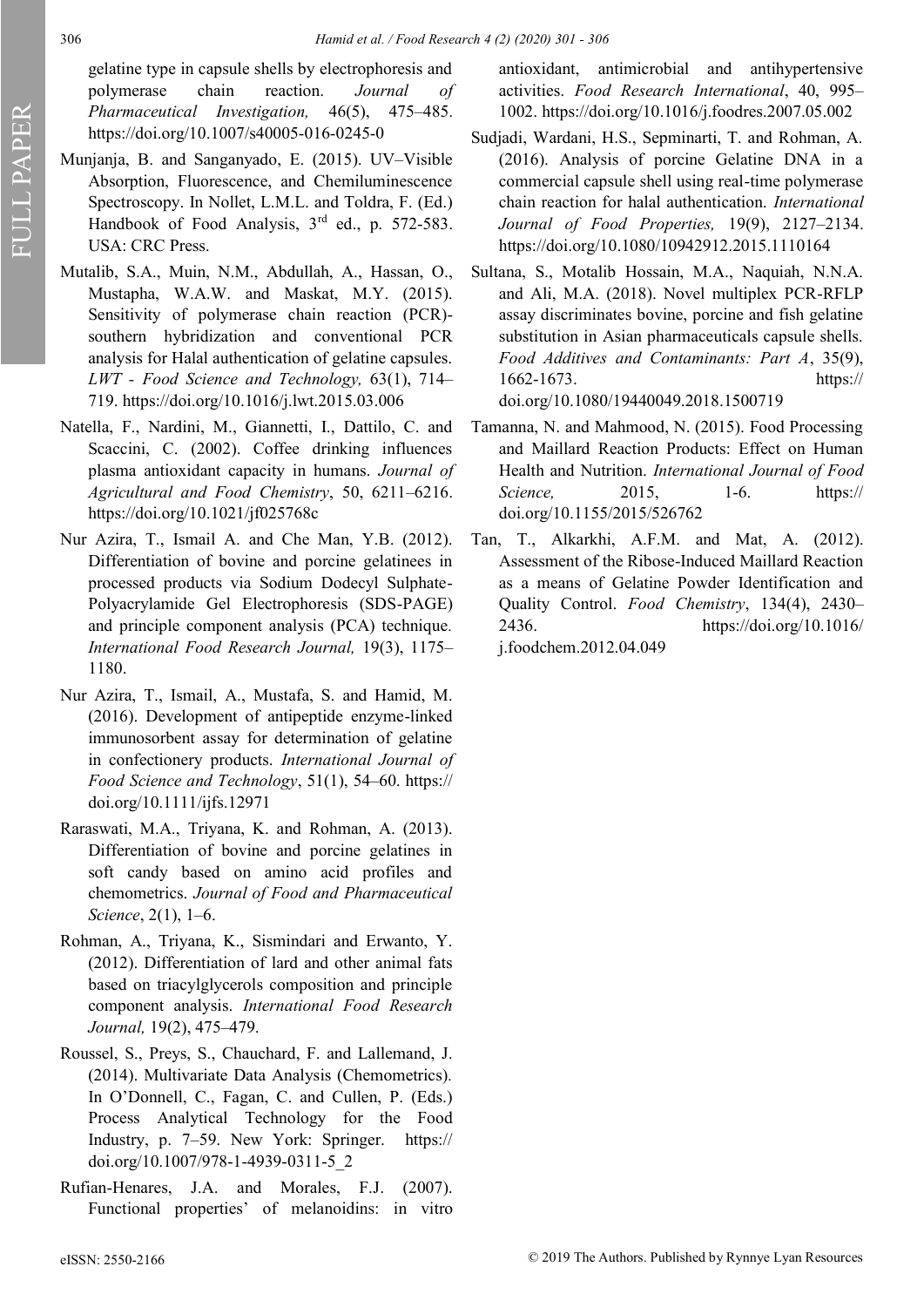gelatine type in capsule shells by electrophoresis and polymerase chain reaction. *Journal of Pharmaceutical Investigation,* 46(5), 475–485. https://doi.org/10.1007/s40005-016-0245-0

Munjanja, B. and Sanganyado, E. (2015). UV–Visible Absorption, Fluorescence, and Chemiluminescence Spectroscopy. In Nollet, L.M.L. and Toldra, F. (Ed.) Handbook of Food Analysis, 3rd ed., p. 572-583. USA: CRC Press.

Mutalib, S.A., Muin, N.M., Abdullah, A., Hassan, O., Mustapha, W.A.W. and Maskat, M.Y. (2015). Sensitivity of polymerase chain reaction (PCR)-southern hybridization and conventional PCR analysis for Halal authentication of gelatine capsules. *LWT - Food Science and Technology,* 63(1), 714–719. https://doi.org/10.1016/j.lwt.2015.03.006

Natella, F., Nardini, M., Giannetti, I., Dattilo, C. and Scaccini, C. (2002). Coffee drinking influences plasma antioxidant capacity in humans. *Journal of Agricultural and Food Chemistry*, 50, 6211–6216. https://doi.org/10.1021/jf025768c

Nur Azira, T., Ismail A. and Che Man, Y.B. (2012). Differentiation of bovine and porcine gelatinees in processed products via Sodium Dodecyl Sulphate-Polyacrylamide Gel Electrophoresis (SDS-PAGE) and principle component analysis (PCA) technique. *International Food Research Journal,* 19(3), 1175–1180.

Nur Azira, T., Ismail, A., Mustafa, S. and Hamid, M. (2016). Development of antipeptide enzyme-linked immunosorbent assay for determination of gelatine in confectionery products. *International Journal of Food Science and Technology*, 51(1), 54–60. https://doi.org/10.1111/ijfs.12971

Raraswati, M.A., Triyana, K. and Rohman, A. (2013). Differentiation of bovine and porcine gelatines in soft candy based on amino acid profiles and chemometrics. *Journal of Food and Pharmaceutical Science*, 2(1), 1–6.

Rohman, A., Triyana, K., Sismindari and Erwanto, Y. (2012). Differentiation of lard and other animal fats based on triacylglycerols composition and principle component analysis. *International Food Research Journal,* 19(2), 475–479.

Roussel, S., Preys, S., Chauchard, F. and Lallemand, J. (2014). Multivariate Data Analysis (Chemometrics). In O'Donnell, C., Fagan, C. and Cullen, P. (Eds.) Process Analytical Technology for the Food Industry, p. 7–59. New York: Springer. https://doi.org/10.1007/978-1-4939-0311-5_2

Rufian-Henares, J.A. and Morales, F.J. (2007). Functional properties' of melanoidins: in vitro antioxidant, antimicrobial and antihypertensive activities. *Food Research International*, 40, 995–1002. https://doi.org/10.1016/j.foodres.2007.05.002

Sudjadi, Wardani, H.S., Sepminarti, T. and Rohman, A. (2016). Analysis of porcine Gelatine DNA in a commercial capsule shell using real-time polymerase chain reaction for halal authentication. *International Journal of Food Properties,* 19(9), 2127–2134. https://doi.org/10.1080/10942912.2015.1110164

Sultana, S., Motalib Hossain, M.A., Naquiah, N.N.A. and Ali, M.A. (2018). Novel multiplex PCR-RFLP assay discriminates bovine, porcine and fish gelatine substitution in Asian pharmaceuticals capsule shells. *Food Additives and Contaminants: Part A*, 35(9), 1662-1673. https://doi.org/10.1080/19440049.2018.1500719

Tamanna, N. and Mahmood, N. (2015). Food Processing and Maillard Reaction Products: Effect on Human Health and Nutrition. *International Journal of Food Science,* 2015, 1-6. https://doi.org/10.1155/2015/526762

Tan, T., Alkarkhi, A.F.M. and Mat, A. (2012). Assessment of the Ribose-Induced Maillard Reaction as a means of Gelatine Powder Identification and Quality Control. *Food Chemistry*, 134(4), 2430–2436. https://doi.org/10.1016/j.foodchem.2012.04.049